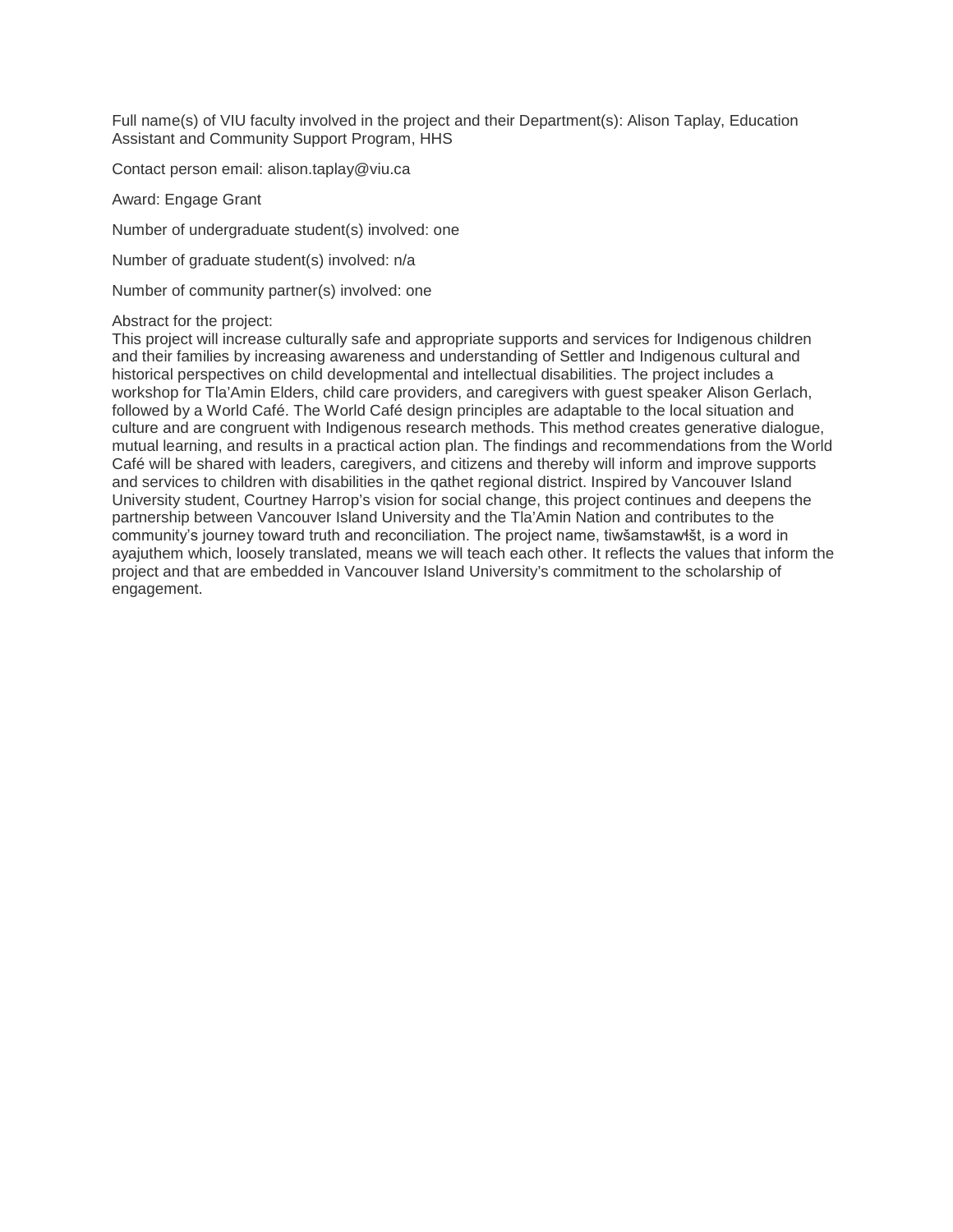Full name(s) of VIU faculty involved in the project and their Department(s): Alison Taplay, Education Assistant and Community Support Program, HHS

Contact person email: alison.taplay@viu.ca

Award: Engage Grant

Number of undergraduate student(s) involved: one

Number of graduate student(s) involved: n/a

Number of community partner(s) involved: one

Abstract for the project:
This project will increase culturally safe and appropriate supports and services for Indigenous children and their families by increasing awareness and understanding of Settler and Indigenous cultural and historical perspectives on child developmental and intellectual disabilities. The project includes a workshop for Tla'Amin Elders, child care providers, and caregivers with guest speaker Alison Gerlach, followed by a World Café. The World Café design principles are adaptable to the local situation and culture and are congruent with Indigenous research methods. This method creates generative dialogue, mutual learning, and results in a practical action plan. The findings and recommendations from the World Café will be shared with leaders, caregivers, and citizens and thereby will inform and improve supports and services to children with disabilities in the qathet regional district. Inspired by Vancouver Island University student, Courtney Harrop's vision for social change, this project continues and deepens the partnership between Vancouver Island University and the Tla'Amin Nation and contributes to the community's journey toward truth and reconciliation. The project name, tiwšamstawɬšt, is a word in ayajuthem which, loosely translated, means we will teach each other. It reflects the values that inform the project and that are embedded in Vancouver Island University's commitment to the scholarship of engagement.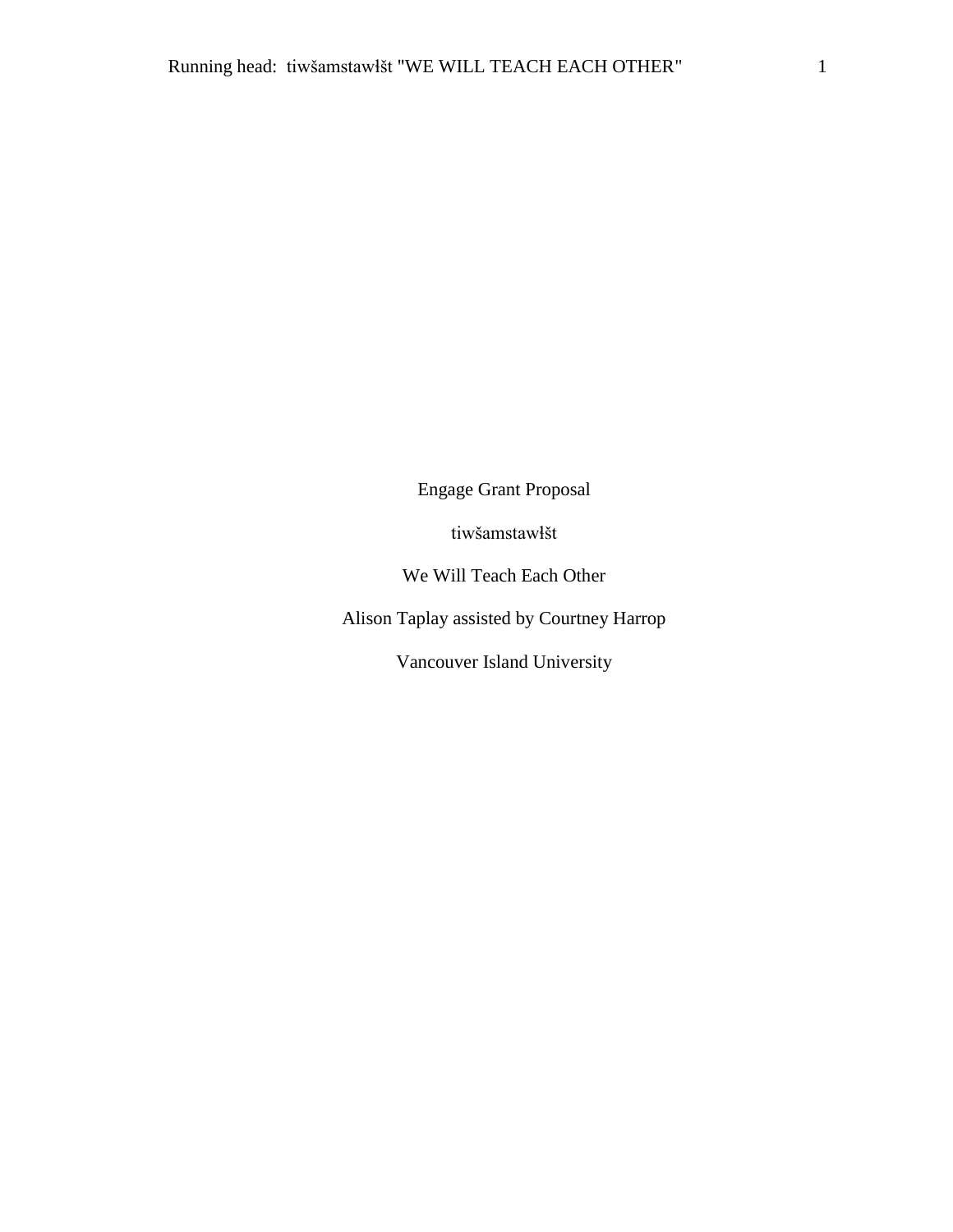Engage Grant Proposal

tiwšamstawłšt

We Will Teach Each Other

Alison Taplay assisted by Courtney Harrop

Vancouver Island University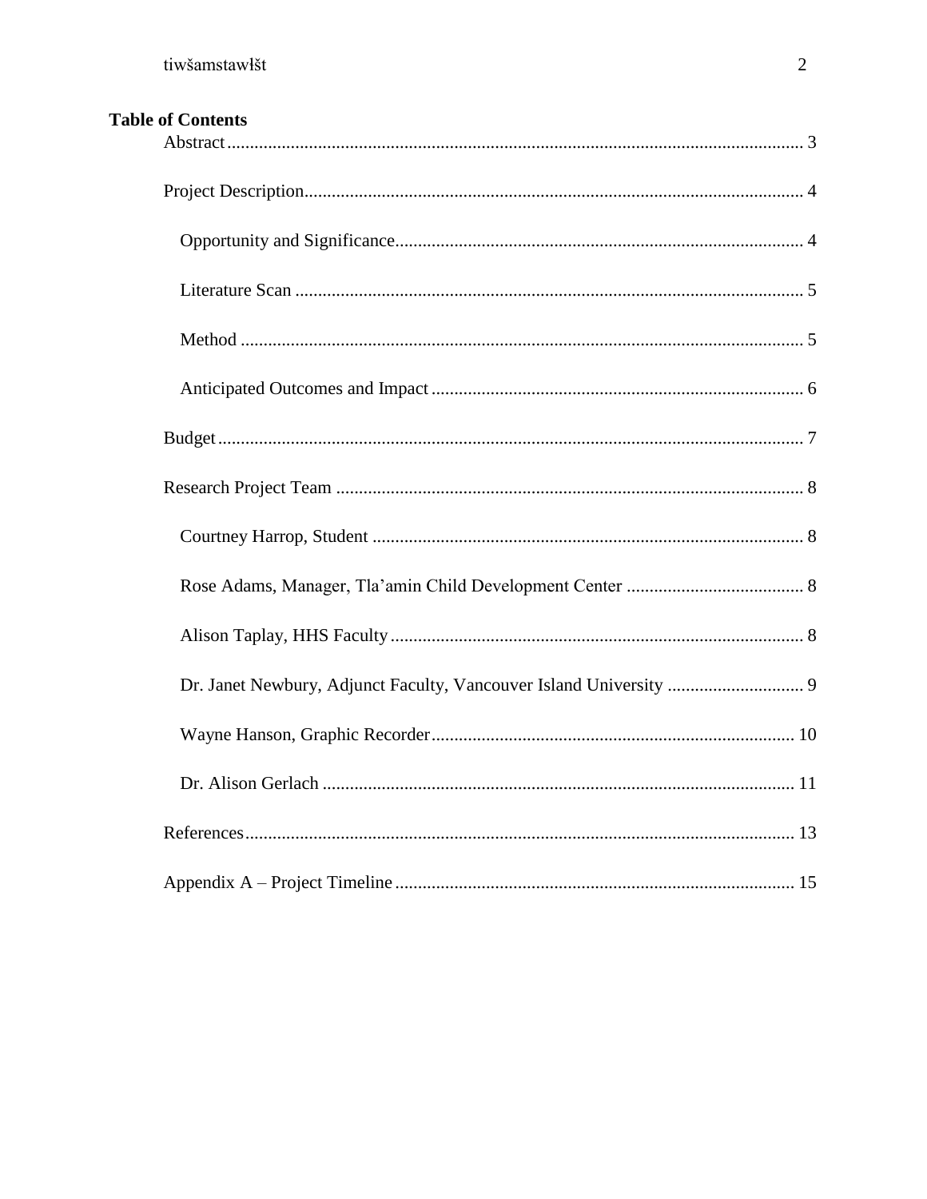**Table of Contents**

Abstract .............................................................................................................................. 3

Project Description............................................................................................................. 4

Opportunity and Significance......................................................................................... 4

Literature Scan ............................................................................................................... 5

Method ........................................................................................................................... 5

Anticipated Outcomes and Impact ................................................................................. 6

Budget ................................................................................................................................ 7

Research Project Team ....................................................................................................... 8

Courtney Harrop, Student .............................................................................................. 8

Rose Adams, Manager, Tla'amin Child Development Center ....................................... 8

Alison Taplay, HHS Faculty .......................................................................................... 8

Dr. Janet Newbury, Adjunct Faculty, Vancouver Island University .............................. 9

Wayne Hanson, Graphic Recorder ................................................................................ 10

Dr. Alison Gerlach ........................................................................................................ 11

References ......................................................................................................................... 13

Appendix A – Project Timeline ........................................................................................ 15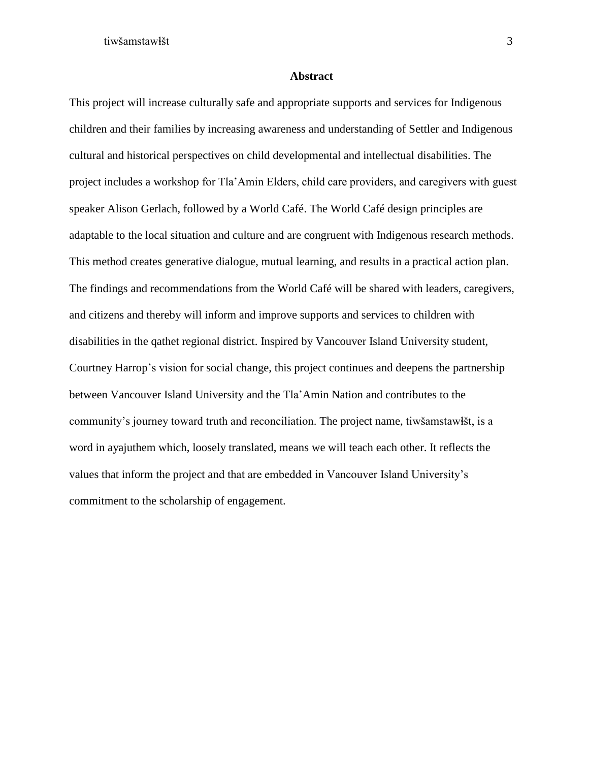# Abstract

This project will increase culturally safe and appropriate supports and services for Indigenous children and their families by increasing awareness and understanding of Settler and Indigenous cultural and historical perspectives on child developmental and intellectual disabilities. The project includes a workshop for Tla'Amin Elders, child care providers, and caregivers with guest speaker Alison Gerlach, followed by a World Café. The World Café design principles are adaptable to the local situation and culture and are congruent with Indigenous research methods. This method creates generative dialogue, mutual learning, and results in a practical action plan. The findings and recommendations from the World Café will be shared with leaders, caregivers, and citizens and thereby will inform and improve supports and services to children with disabilities in the qathet regional district. Inspired by Vancouver Island University student, Courtney Harrop's vision for social change, this project continues and deepens the partnership between Vancouver Island University and the Tla'Amin Nation and contributes to the community's journey toward truth and reconciliation. The project name, tiwšamstawłšt, is a word in ayajuthem which, loosely translated, means we will teach each other. It reflects the values that inform the project and that are embedded in Vancouver Island University's commitment to the scholarship of engagement.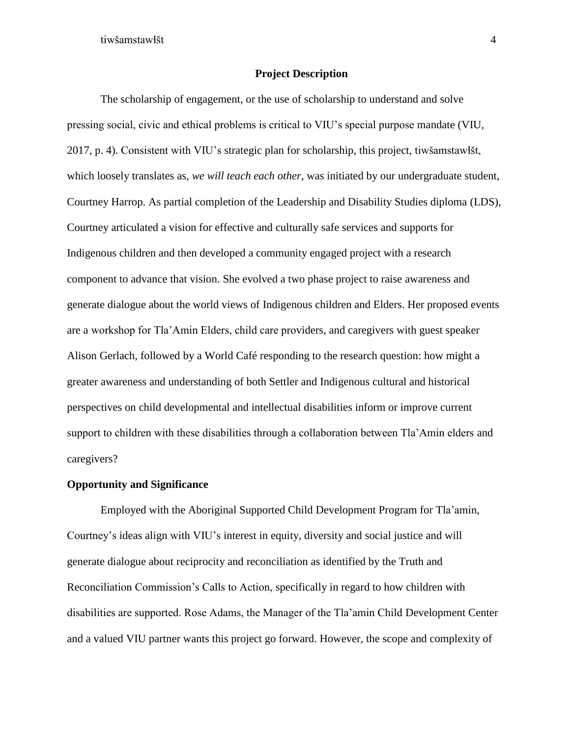## Project Description

The scholarship of engagement, or the use of scholarship to understand and solve pressing social, civic and ethical problems is critical to VIU's special purpose mandate (VIU, 2017, p. 4). Consistent with VIU's strategic plan for scholarship, this project, tiwšamstawłšt, which loosely translates as, *we will teach each other*, was initiated by our undergraduate student, Courtney Harrop. As partial completion of the Leadership and Disability Studies diploma (LDS), Courtney articulated a vision for effective and culturally safe services and supports for Indigenous children and then developed a community engaged project with a research component to advance that vision. She evolved a two phase project to raise awareness and generate dialogue about the world views of Indigenous children and Elders. Her proposed events are a workshop for Tla'Amin Elders, child care providers, and caregivers with guest speaker Alison Gerlach, followed by a World Café responding to the research question: how might a greater awareness and understanding of both Settler and Indigenous cultural and historical perspectives on child developmental and intellectual disabilities inform or improve current support to children with these disabilities through a collaboration between Tla'Amin elders and caregivers?

### Opportunity and Significance

Employed with the Aboriginal Supported Child Development Program for Tla'amin, Courtney's ideas align with VIU's interest in equity, diversity and social justice and will generate dialogue about reciprocity and reconciliation as identified by the Truth and Reconciliation Commission's Calls to Action, specifically in regard to how children with disabilities are supported. Rose Adams, the Manager of the Tla'amin Child Development Center and a valued VIU partner wants this project go forward. However, the scope and complexity of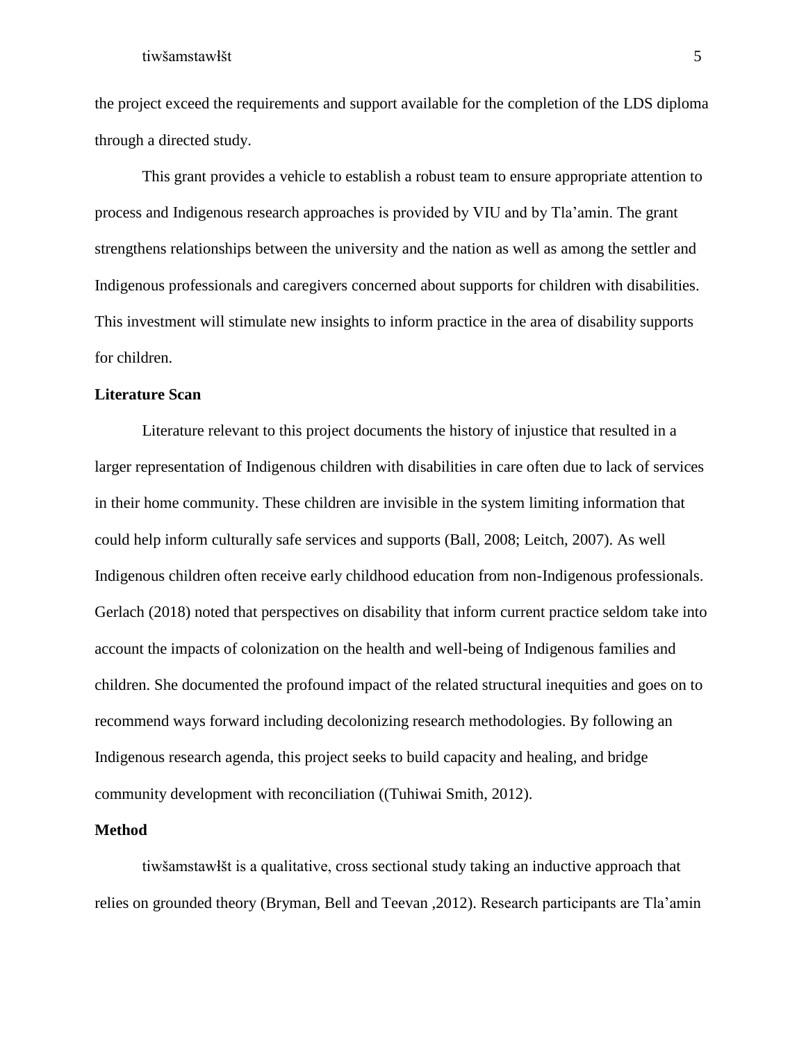the project exceed the requirements and support available for the completion of the LDS diploma through a directed study.

This grant provides a vehicle to establish a robust team to ensure appropriate attention to process and Indigenous research approaches is provided by VIU and by Tla'amin. The grant strengthens relationships between the university and the nation as well as among the settler and Indigenous professionals and caregivers concerned about supports for children with disabilities. This investment will stimulate new insights to inform practice in the area of disability supports for children.

**Literature Scan**

Literature relevant to this project documents the history of injustice that resulted in a larger representation of Indigenous children with disabilities in care often due to lack of services in their home community. These children are invisible in the system limiting information that could help inform culturally safe services and supports (Ball, 2008; Leitch, 2007). As well Indigenous children often receive early childhood education from non-Indigenous professionals. Gerlach (2018) noted that perspectives on disability that inform current practice seldom take into account the impacts of colonization on the health and well-being of Indigenous families and children. She documented the profound impact of the related structural inequities and goes on to recommend ways forward including decolonizing research methodologies. By following an Indigenous research agenda, this project seeks to build capacity and healing, and bridge community development with reconciliation ((Tuhiwai Smith, 2012).

**Method**

tiwšamstawłšt is a qualitative, cross sectional study taking an inductive approach that relies on grounded theory (Bryman, Bell and Teevan ,2012). Research participants are Tla'amin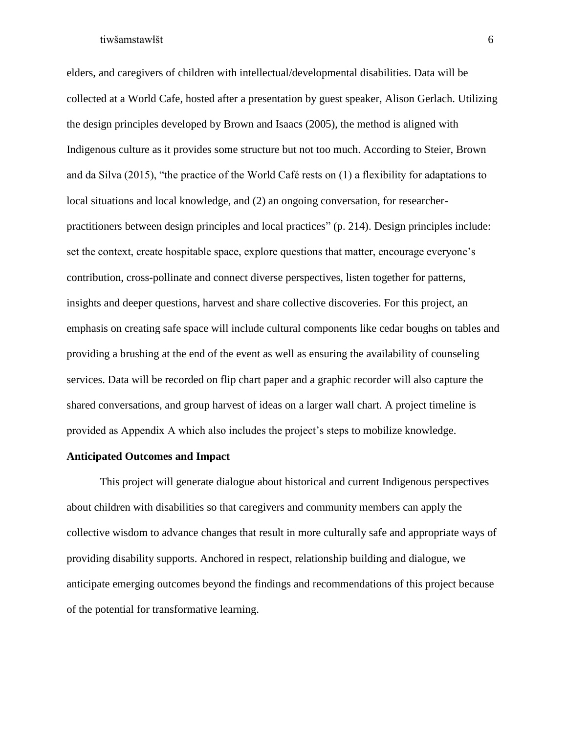elders, and caregivers of children with intellectual/developmental disabilities. Data will be collected at a World Cafe, hosted after a presentation by guest speaker, Alison Gerlach. Utilizing the design principles developed by Brown and Isaacs (2005), the method is aligned with Indigenous culture as it provides some structure but not too much. According to Steier, Brown and da Silva (2015), "the practice of the World Café rests on (1) a flexibility for adaptations to local situations and local knowledge, and (2) an ongoing conversation, for researcher-practitioners between design principles and local practices" (p. 214). Design principles include: set the context, create hospitable space, explore questions that matter, encourage everyone's contribution, cross-pollinate and connect diverse perspectives, listen together for patterns, insights and deeper questions, harvest and share collective discoveries. For this project, an emphasis on creating safe space will include cultural components like cedar boughs on tables and providing a brushing at the end of the event as well as ensuring the availability of counseling services. Data will be recorded on flip chart paper and a graphic recorder will also capture the shared conversations, and group harvest of ideas on a larger wall chart. A project timeline is provided as Appendix A which also includes the project's steps to mobilize knowledge.

**Anticipated Outcomes and Impact**

This project will generate dialogue about historical and current Indigenous perspectives about children with disabilities so that caregivers and community members can apply the collective wisdom to advance changes that result in more culturally safe and appropriate ways of providing disability supports. Anchored in respect, relationship building and dialogue, we anticipate emerging outcomes beyond the findings and recommendations of this project because of the potential for transformative learning.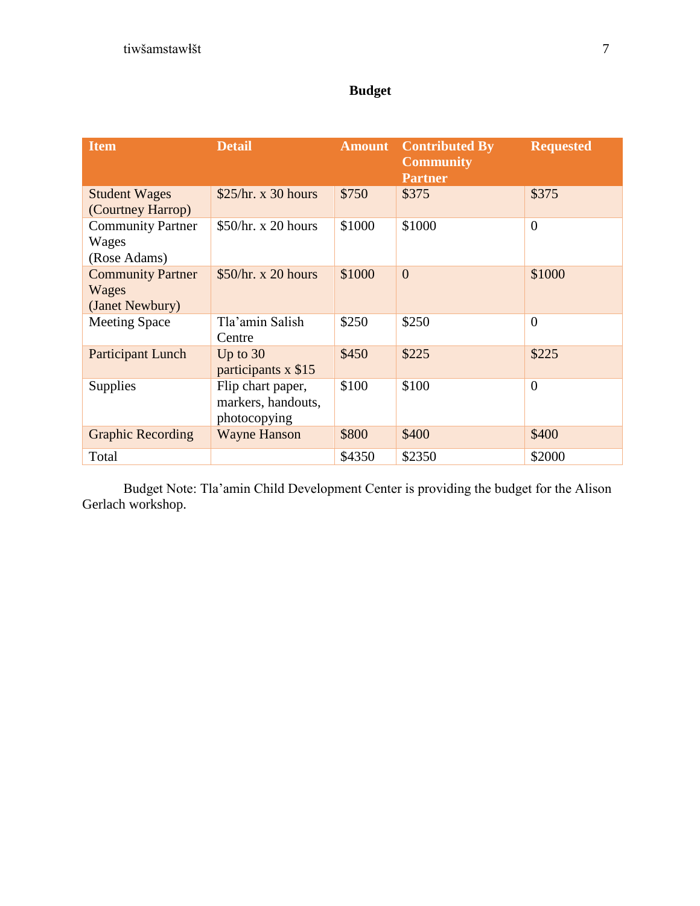## Budget

| Item | Detail | Amount | Contributed By Community Partner | Requested |
|---|---|---|---|---|
| Student Wages (Courtney Harrop) | $25/hr. x 30 hours | $750 | $375 | $375 |
| Community Partner Wages (Rose Adams) | $50/hr. x 20 hours | $1000 | $1000 | 0 |
| Community Partner Wages (Janet Newbury) | $50/hr. x 20 hours | $1000 | 0 | $1000 |
| Meeting Space | Tla'amin Salish Centre | $250 | $250 | 0 |
| Participant Lunch | Up to 30 participants x $15 | $450 | $225 | $225 |
| Supplies | Flip chart paper, markers, handouts, photocopying | $100 | $100 | 0 |
| Graphic Recording | Wayne Hanson | $800 | $400 | $400 |
| Total | | $4350 | $2350 | $2000 |

Budget Note: Tla'amin Child Development Center is providing the budget for the Alison Gerlach workshop.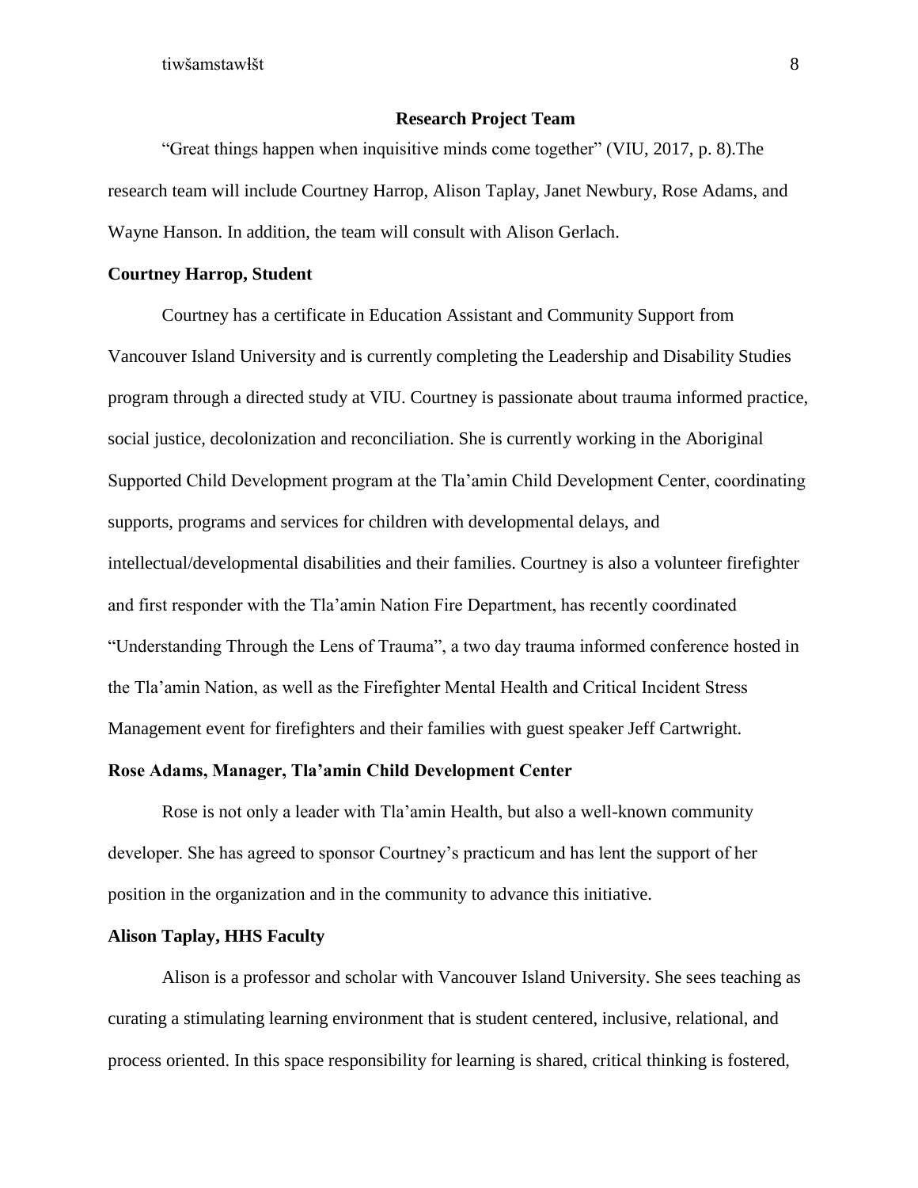## Research Project Team

"Great things happen when inquisitive minds come together" (VIU, 2017, p. 8).The research team will include Courtney Harrop, Alison Taplay, Janet Newbury, Rose Adams, and Wayne Hanson. In addition, the team will consult with Alison Gerlach.

### Courtney Harrop, Student

Courtney has a certificate in Education Assistant and Community Support from Vancouver Island University and is currently completing the Leadership and Disability Studies program through a directed study at VIU. Courtney is passionate about trauma informed practice, social justice, decolonization and reconciliation. She is currently working in the Aboriginal Supported Child Development program at the Tla'amin Child Development Center, coordinating supports, programs and services for children with developmental delays, and intellectual/developmental disabilities and their families. Courtney is also a volunteer firefighter and first responder with the Tla'amin Nation Fire Department, has recently coordinated "Understanding Through the Lens of Trauma", a two day trauma informed conference hosted in the Tla'amin Nation, as well as the Firefighter Mental Health and Critical Incident Stress Management event for firefighters and their families with guest speaker Jeff Cartwright.

### Rose Adams, Manager, Tla'amin Child Development Center

Rose is not only a leader with Tla'amin Health, but also a well-known community developer. She has agreed to sponsor Courtney's practicum and has lent the support of her position in the organization and in the community to advance this initiative.

### Alison Taplay, HHS Faculty

Alison is a professor and scholar with Vancouver Island University. She sees teaching as curating a stimulating learning environment that is student centered, inclusive, relational, and process oriented. In this space responsibility for learning is shared, critical thinking is fostered,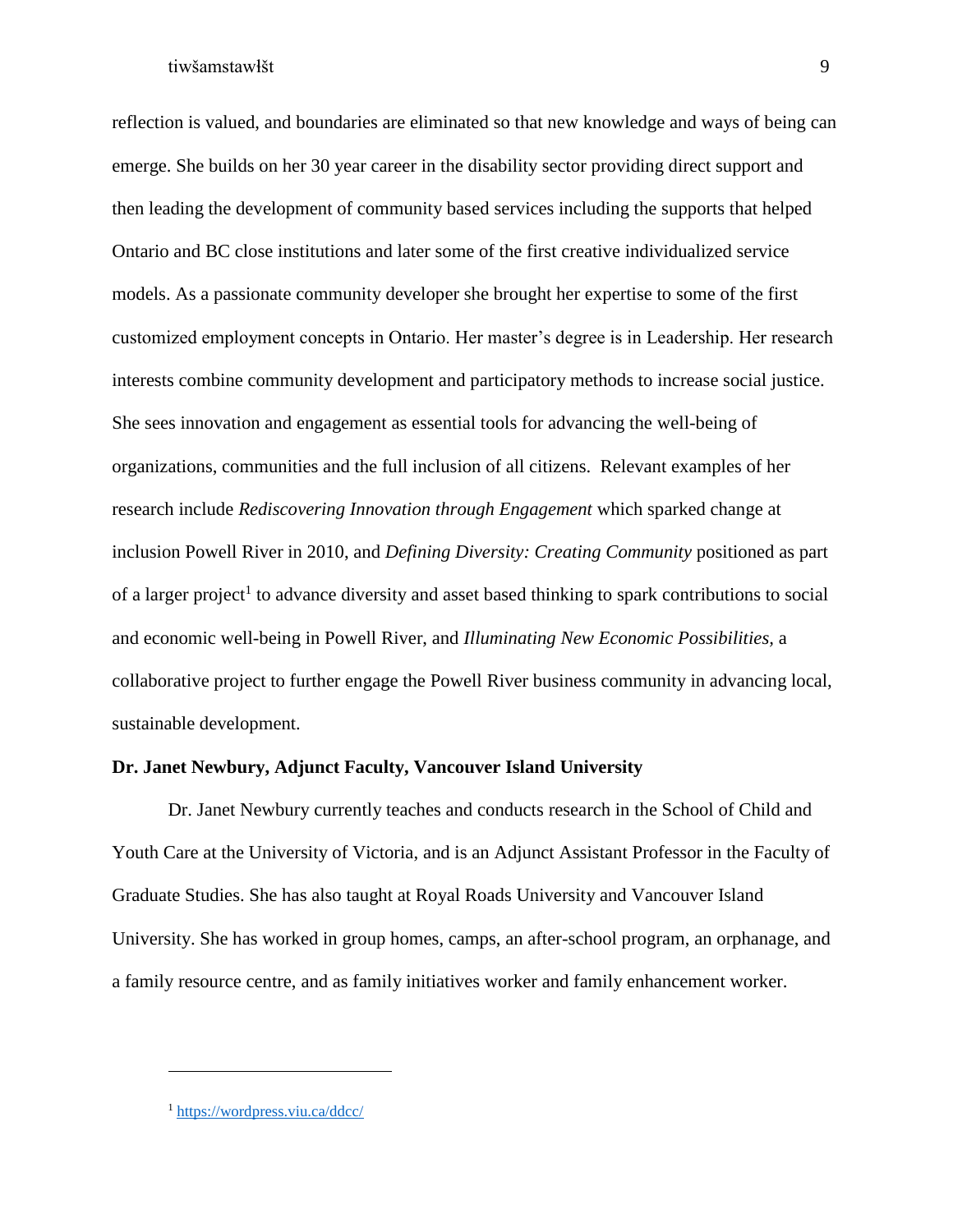reflection is valued, and boundaries are eliminated so that new knowledge and ways of being can emerge. She builds on her 30 year career in the disability sector providing direct support and then leading the development of community based services including the supports that helped Ontario and BC close institutions and later some of the first creative individualized service models. As a passionate community developer she brought her expertise to some of the first customized employment concepts in Ontario. Her master's degree is in Leadership. Her research interests combine community development and participatory methods to increase social justice. She sees innovation and engagement as essential tools for advancing the well-being of organizations, communities and the full inclusion of all citizens. Relevant examples of her research include *Rediscovering Innovation through Engagement* which sparked change at inclusion Powell River in 2010, and *Defining Diversity: Creating Community* positioned as part of a larger project[1] to advance diversity and asset based thinking to spark contributions to social and economic well-being in Powell River, and *Illuminating New Economic Possibilities,* a collaborative project to further engage the Powell River business community in advancing local, sustainable development.

**Dr. Janet Newbury, Adjunct Faculty, Vancouver Island University**

Dr. Janet Newbury currently teaches and conducts research in the School of Child and Youth Care at the University of Victoria, and is an Adjunct Assistant Professor in the Faculty of Graduate Studies. She has also taught at Royal Roads University and Vancouver Island University. She has worked in group homes, camps, an after-school program, an orphanage, and a family resource centre, and as family initiatives worker and family enhancement worker.

---

[1] https://wordpress.viu.ca/ddcc/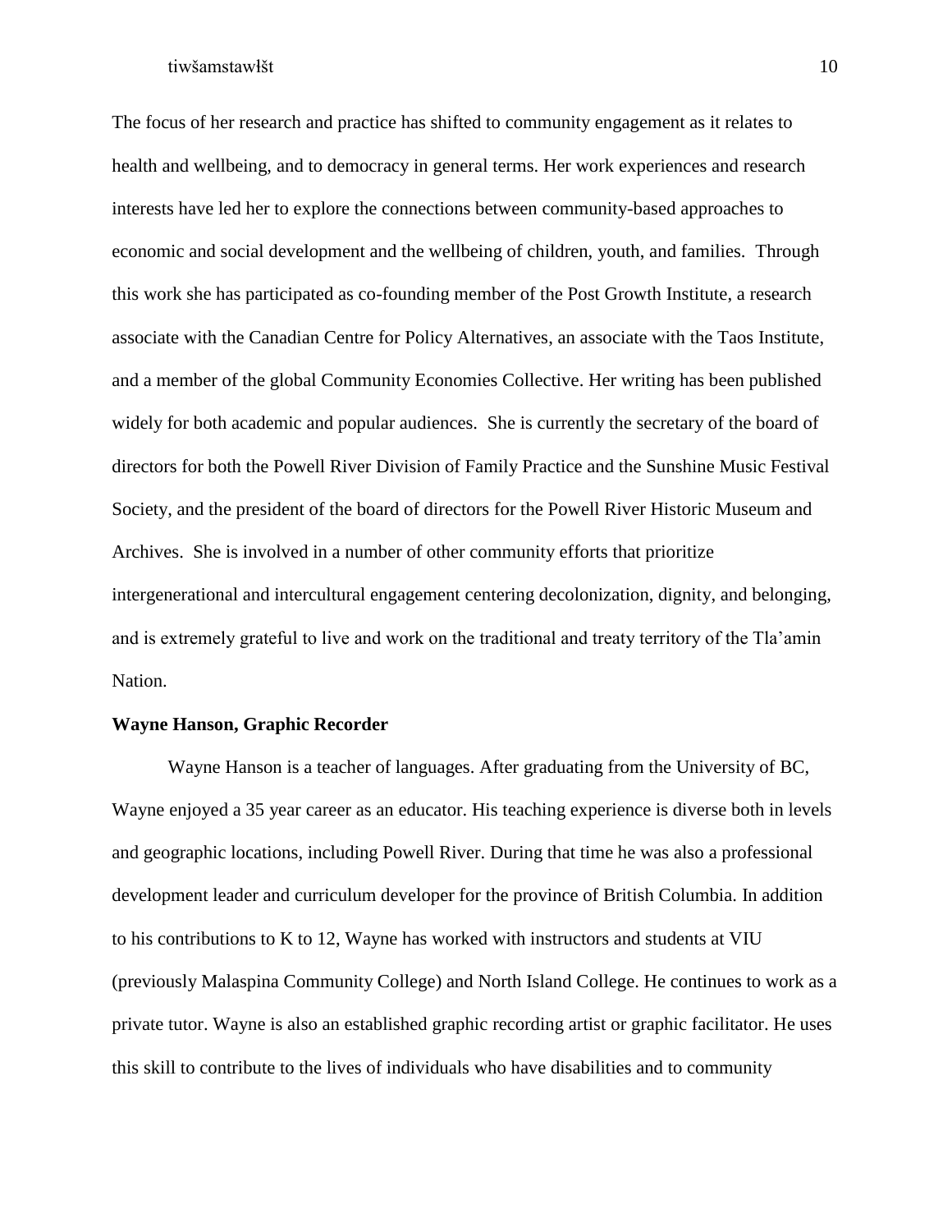The focus of her research and practice has shifted to community engagement as it relates to health and wellbeing, and to democracy in general terms. Her work experiences and research interests have led her to explore the connections between community-based approaches to economic and social development and the wellbeing of children, youth, and families. Through this work she has participated as co-founding member of the Post Growth Institute, a research associate with the Canadian Centre for Policy Alternatives, an associate with the Taos Institute, and a member of the global Community Economies Collective. Her writing has been published widely for both academic and popular audiences. She is currently the secretary of the board of directors for both the Powell River Division of Family Practice and the Sunshine Music Festival Society, and the president of the board of directors for the Powell River Historic Museum and Archives. She is involved in a number of other community efforts that prioritize intergenerational and intercultural engagement centering decolonization, dignity, and belonging, and is extremely grateful to live and work on the traditional and treaty territory of the Tla'amin Nation.

**Wayne Hanson, Graphic Recorder**

Wayne Hanson is a teacher of languages. After graduating from the University of BC, Wayne enjoyed a 35 year career as an educator. His teaching experience is diverse both in levels and geographic locations, including Powell River. During that time he was also a professional development leader and curriculum developer for the province of British Columbia. In addition to his contributions to K to 12, Wayne has worked with instructors and students at VIU (previously Malaspina Community College) and North Island College. He continues to work as a private tutor. Wayne is also an established graphic recording artist or graphic facilitator. He uses this skill to contribute to the lives of individuals who have disabilities and to community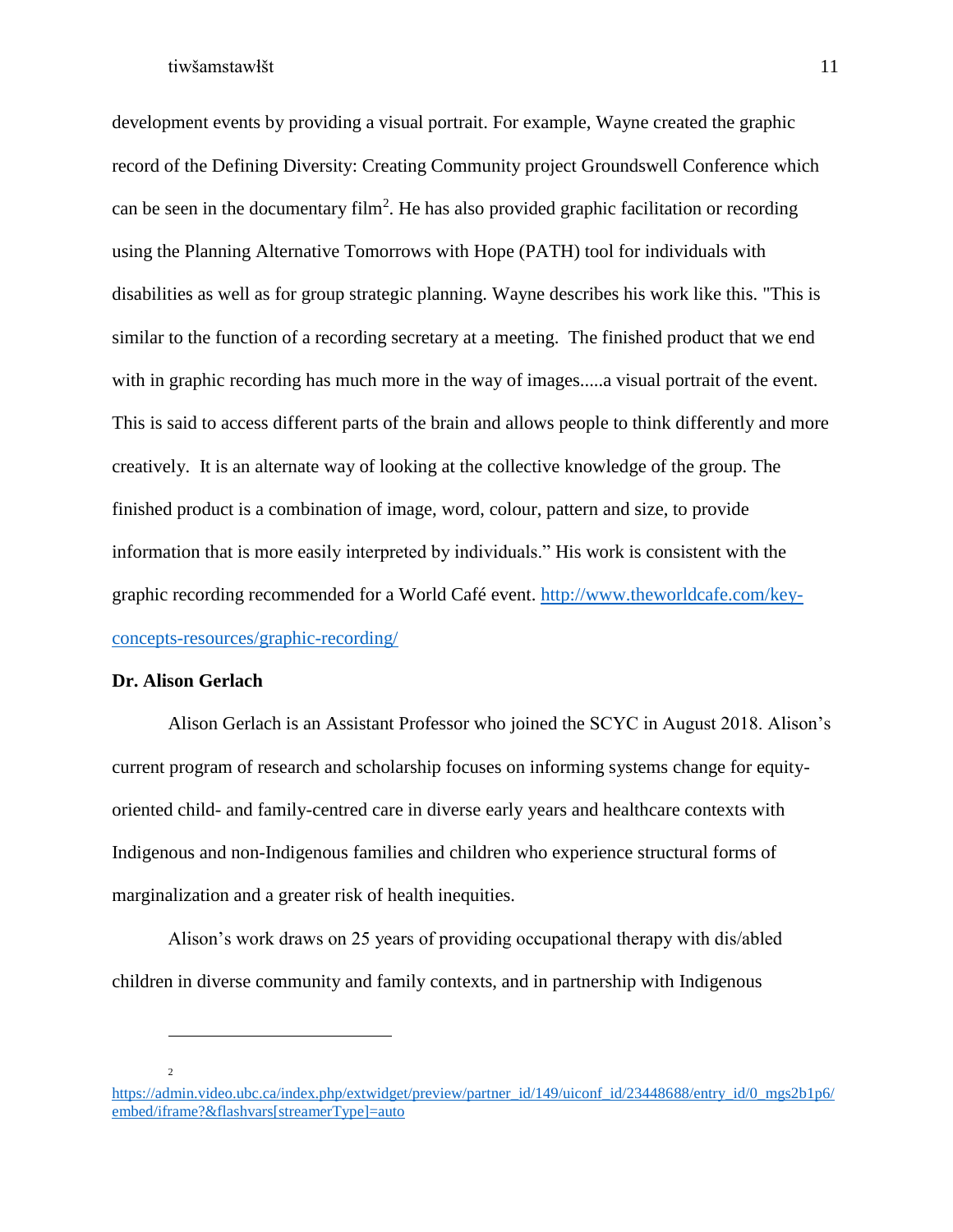development events by providing a visual portrait. For example, Wayne created the graphic record of the Defining Diversity: Creating Community project Groundswell Conference which can be seen in the documentary film[2]. He has also provided graphic facilitation or recording using the Planning Alternative Tomorrows with Hope (PATH) tool for individuals with disabilities as well as for group strategic planning. Wayne describes his work like this. "This is similar to the function of a recording secretary at a meeting. The finished product that we end with in graphic recording has much more in the way of images.....a visual portrait of the event. This is said to access different parts of the brain and allows people to think differently and more creatively. It is an alternate way of looking at the collective knowledge of the group. The finished product is a combination of image, word, colour, pattern and size, to provide information that is more easily interpreted by individuals." His work is consistent with the graphic recording recommended for a World Café event. http://www.theworldcafe.com/key-concepts-resources/graphic-recording/

**Dr. Alison Gerlach**

Alison Gerlach is an Assistant Professor who joined the SCYC in August 2018. Alison's current program of research and scholarship focuses on informing systems change for equity-oriented child- and family-centred care in diverse early years and healthcare contexts with Indigenous and non-Indigenous families and children who experience structural forms of marginalization and a greater risk of health inequities.

Alison's work draws on 25 years of providing occupational therapy with dis/abled children in diverse community and family contexts, and in partnership with Indigenous

---

[2] https://admin.video.ubc.ca/index.php/extwidget/preview/partner_id/149/uiconf_id/23448688/entry_id/0_mgs2b1p6/embed/iframe?&flashvars[streamerType]=auto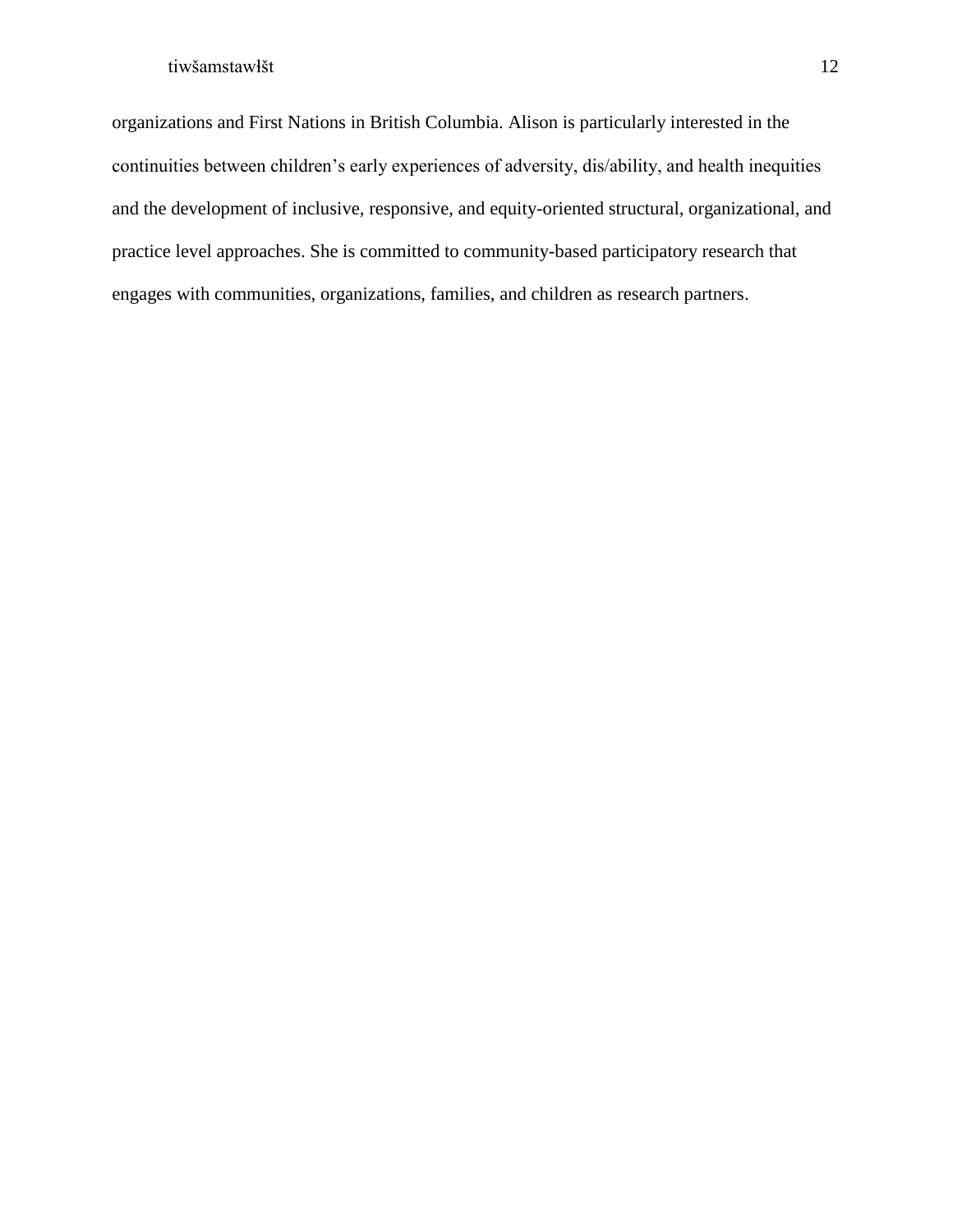organizations and First Nations in British Columbia. Alison is particularly interested in the continuities between children's early experiences of adversity, dis/ability, and health inequities and the development of inclusive, responsive, and equity-oriented structural, organizational, and practice level approaches. She is committed to community-based participatory research that engages with communities, organizations, families, and children as research partners.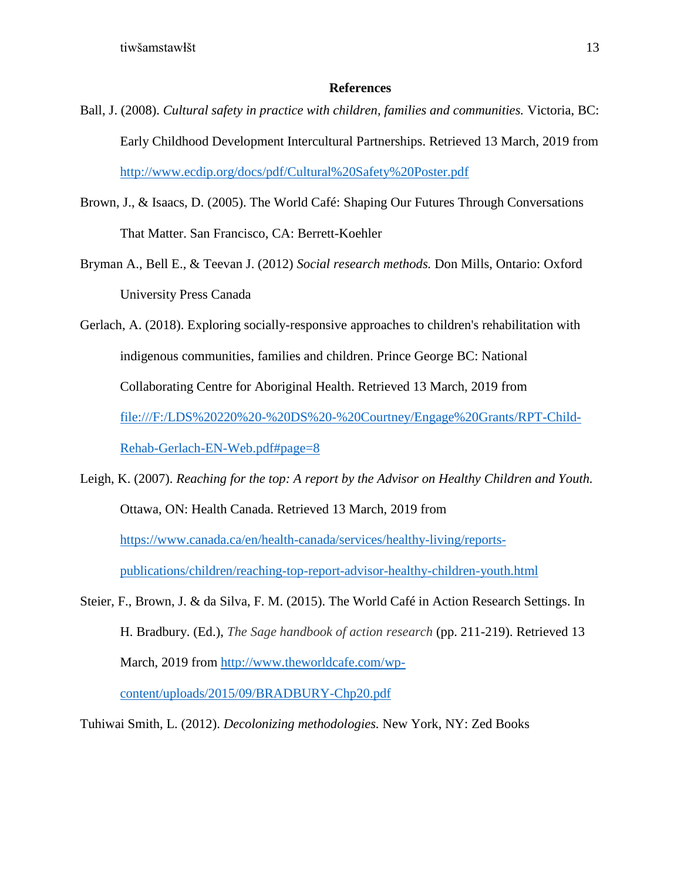# References

Ball, J. (2008). *Cultural safety in practice with children, families and communities.* Victoria, BC: Early Childhood Development Intercultural Partnerships. Retrieved 13 March, 2019 from http://www.ecdip.org/docs/pdf/Cultural%20Safety%20Poster.pdf

Brown, J., & Isaacs, D. (2005). The World Café: Shaping Our Futures Through Conversations That Matter. San Francisco, CA: Berrett-Koehler

Bryman A., Bell E., & Teevan J. (2012) *Social research methods.* Don Mills, Ontario: Oxford University Press Canada

Gerlach, A. (2018). Exploring socially-responsive approaches to children's rehabilitation with indigenous communities, families and children. Prince George BC: National Collaborating Centre for Aboriginal Health. Retrieved 13 March, 2019 from file:///F:/LDS%20220%20-%20DS%20-%20Courtney/Engage%20Grants/RPT-Child-Rehab-Gerlach-EN-Web.pdf#page=8

Leigh, K. (2007). *Reaching for the top: A report by the Advisor on Healthy Children and Youth.* Ottawa, ON: Health Canada. Retrieved 13 March, 2019 from https://www.canada.ca/en/health-canada/services/healthy-living/reports-publications/children/reaching-top-report-advisor-healthy-children-youth.html

Steier, F., Brown, J. & da Silva, F. M. (2015). The World Café in Action Research Settings. In H. Bradbury. (Ed.), *The Sage handbook of action research* (pp. 211-219). Retrieved 13 March, 2019 from http://www.theworldcafe.com/wp-content/uploads/2015/09/BRADBURY-Chp20.pdf

Tuhiwai Smith, L. (2012). *Decolonizing methodologies.* New York, NY: Zed Books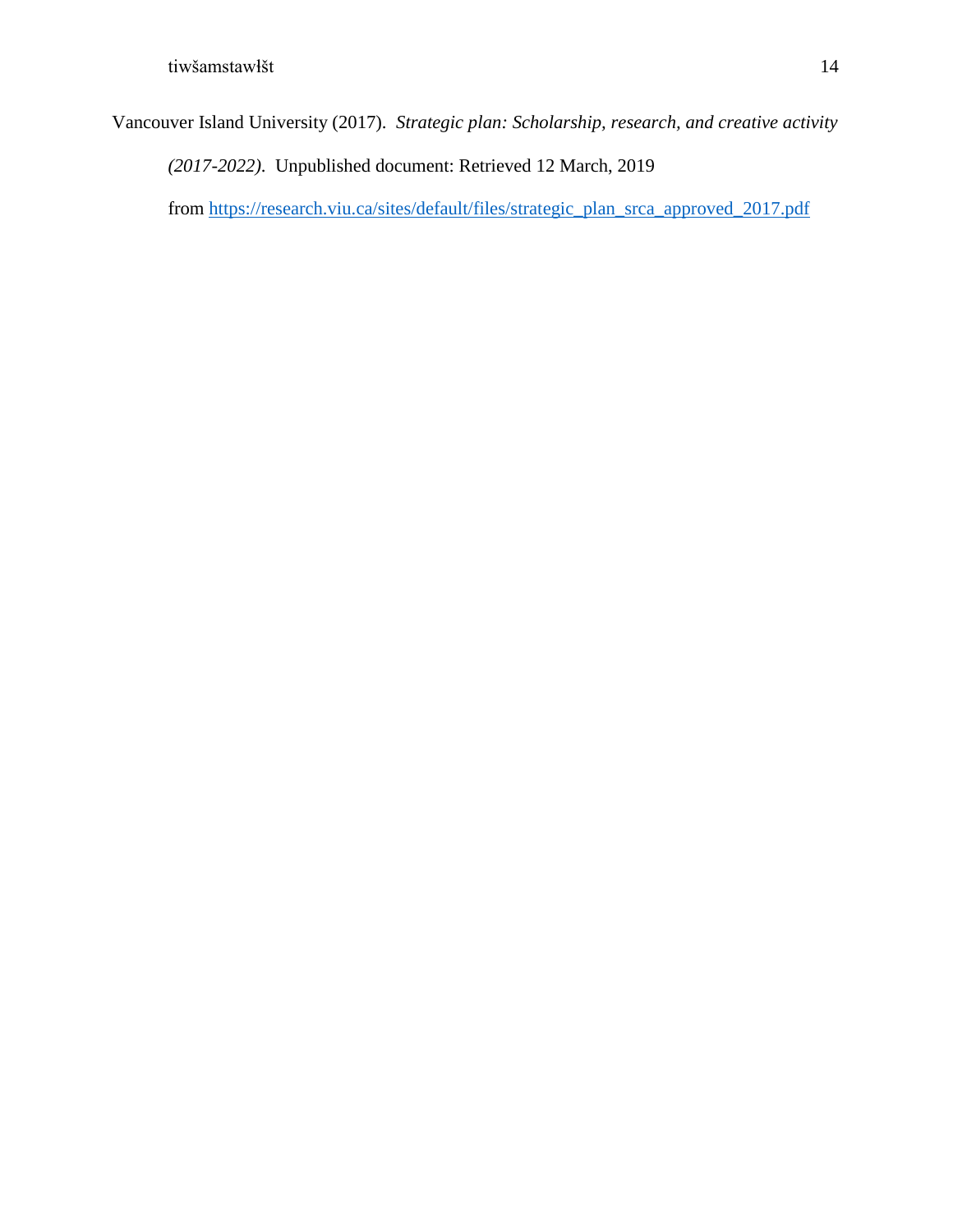Vancouver Island University (2017). *Strategic plan: Scholarship, research, and creative activity (2017-2022)*. Unpublished document: Retrieved 12 March, 2019 from https://research.viu.ca/sites/default/files/strategic_plan_srca_approved_2017.pdf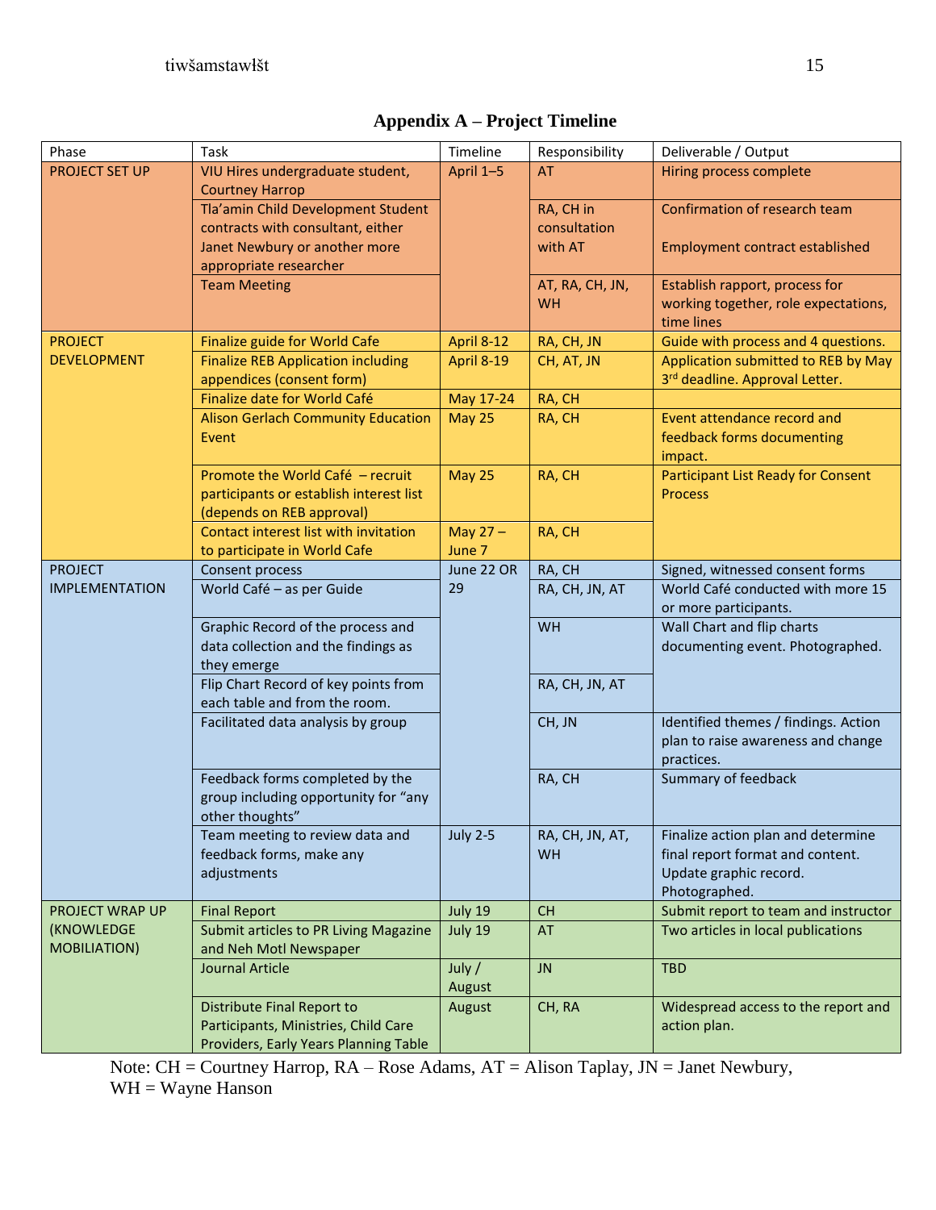## Appendix A – Project Timeline

| Phase | Task | Timeline | Responsibility | Deliverable / Output |
|---|---|---|---|---|
| PROJECT SET UP | VIU Hires undergraduate student, Courtney Harrop | April 1–5 | AT | Hiring process complete |
| | Tla'amin Child Development Student contracts with consultant, either Janet Newbury or another more appropriate researcher | | RA, CH in consultation with AT | Confirmation of research team<br><br>Employment contract established |
| | Team Meeting | | AT, RA, CH, JN, WH | Establish rapport, process for working together, role expectations, time lines |
| PROJECT DEVELOPMENT | Finalize guide for World Cafe | April 8-12 | RA, CH, JN | Guide with process and 4 questions. |
| | Finalize REB Application including appendices (consent form) | April 8-19 | CH, AT, JN | Application submitted to REB by May 3rd deadline. Approval Letter. |
| | Finalize date for World Café | May 17-24 | RA, CH | |
| | Alison Gerlach Community Education Event | May 25 | RA, CH | Event attendance record and feedback forms documenting impact. |
| | Promote the World Café – recruit participants or establish interest list (depends on REB approval) | May 25 | RA, CH | Participant List Ready for Consent Process |
| | Contact interest list with invitation to participate in World Cafe | May 27 – June 7 | RA, CH | |
| PROJECT IMPLEMENTATION | Consent process | June 22 OR 29 | RA, CH | Signed, witnessed consent forms |
| | World Café – as per Guide | | RA, CH, JN, AT | World Café conducted with more 15 or more participants. |
| | Graphic Record of the process and data collection and the findings as they emerge | | WH | Wall Chart and flip charts documenting event. Photographed. |
| | Flip Chart Record of key points from each table and from the room. | | RA, CH, JN, AT | |
| | Facilitated data analysis by group | | CH, JN | Identified themes / findings. Action plan to raise awareness and change practices. |
| | Feedback forms completed by the group including opportunity for "any other thoughts" | | RA, CH | Summary of feedback |
| | Team meeting to review data and feedback forms, make any adjustments | July 2-5 | RA, CH, JN, AT, WH | Finalize action plan and determine final report format and content. Update graphic record. Photographed. |
| PROJECT WRAP UP (KNOWLEDGE MOBILIATION) | Final Report | July 19 | CH | Submit report to team and instructor |
| | Submit articles to PR Living Magazine and Neh Motl Newspaper | July 19 | AT | Two articles in local publications |
| | Journal Article | July / August | JN | TBD |
| | Distribute Final Report to Participants, Ministries, Child Care Providers, Early Years Planning Table | August | CH, RA | Widespread access to the report and action plan. |

Note: CH = Courtney Harrop, RA – Rose Adams, AT = Alison Taplay, JN = Janet Newbury, WH = Wayne Hanson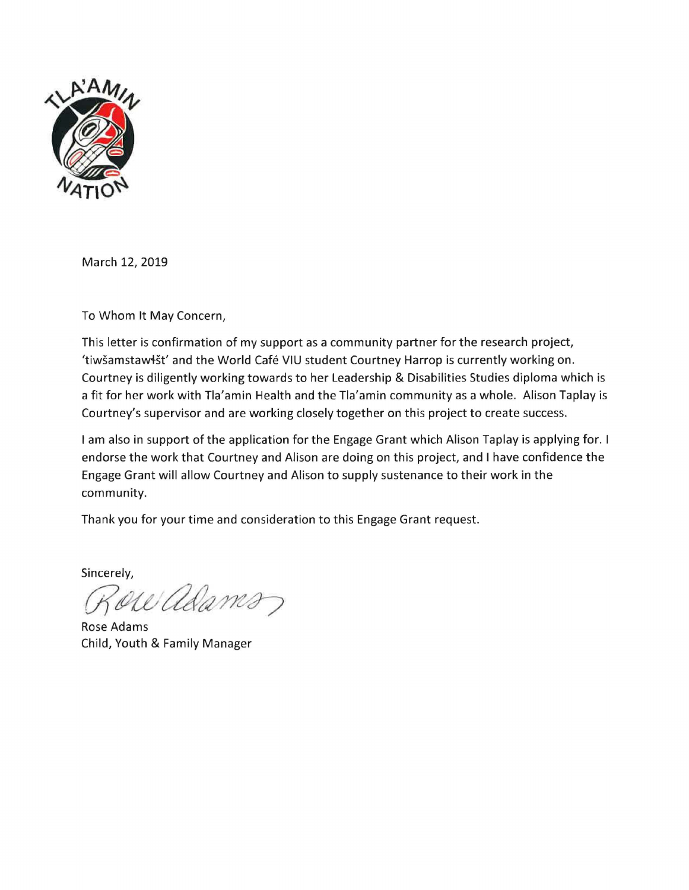TLA'AMIN NATION

March 12, 2019

To Whom It May Concern,

This letter is confirmation of my support as a community partner for the research project, 'tiwšamstawɬšt' and the World Café VIU student Courtney Harrop is currently working on. Courtney is diligently working towards to her Leadership & Disabilities Studies diploma which is a fit for her work with Tla'amin Health and the Tla'amin community as a whole. Alison Taplay is Courtney's supervisor and are working closely together on this project to create success.

I am also in support of the application for the Engage Grant which Alison Taplay is applying for. I endorse the work that Courtney and Alison are doing on this project, and I have confidence the Engage Grant will allow Courtney and Alison to supply sustenance to their work in the community.

Thank you for your time and consideration to this Engage Grant request.

Sincerely,

Rose Adams

Rose Adams
Child, Youth & Family Manager